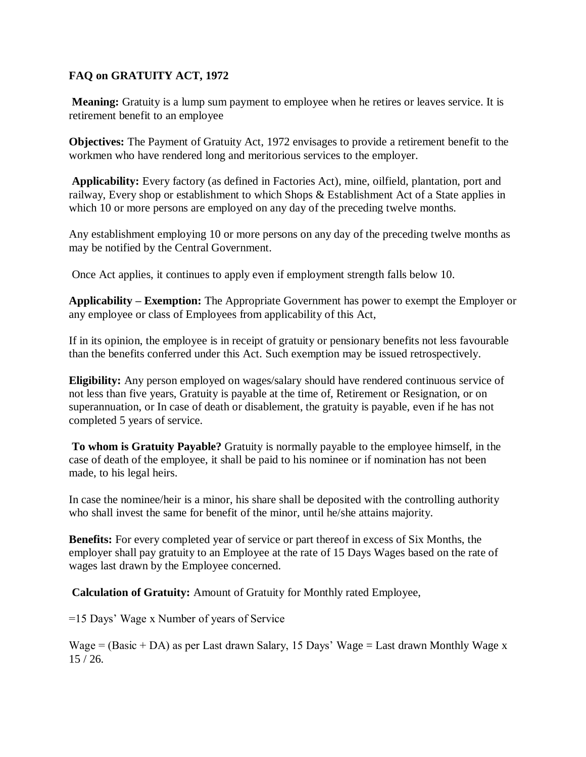**FAQ on GRATUITY ACT, 1972**

**Meaning:** Gratuity is a lump sum payment to employee when he retires or leaves service. It is retirement benefit to an employee

**Objectives:** The Payment of Gratuity Act, 1972 envisages to provide a retirement benefit to the workmen who have rendered long and meritorious services to the employer.

**Applicability:** Every factory (as defined in Factories Act), mine, oilfield, plantation, port and railway, Every shop or establishment to which Shops & Establishment Act of a State applies in which 10 or more persons are employed on any day of the preceding twelve months.

Any establishment employing 10 or more persons on any day of the preceding twelve months as may be notified by the Central Government.

Once Act applies, it continues to apply even if employment strength falls below 10.

**Applicability – Exemption:** The Appropriate Government has power to exempt the Employer or any employee or class of Employees from applicability of this Act,

If in its opinion, the employee is in receipt of gratuity or pensionary benefits not less favourable than the benefits conferred under this Act. Such exemption may be issued retrospectively.

**Eligibility:** Any person employed on wages/salary should have rendered continuous service of not less than five years, Gratuity is payable at the time of, Retirement or Resignation, or on superannuation, or In case of death or disablement, the gratuity is payable, even if he has not completed 5 years of service.

**To whom is Gratuity Payable?** Gratuity is normally payable to the employee himself, in the case of death of the employee, it shall be paid to his nominee or if nomination has not been made, to his legal heirs.

In case the nominee/heir is a minor, his share shall be deposited with the controlling authority who shall invest the same for benefit of the minor, until he/she attains majority.

**Benefits:** For every completed year of service or part thereof in excess of Six Months, the employer shall pay gratuity to an Employee at the rate of 15 Days Wages based on the rate of wages last drawn by the Employee concerned.

**Calculation of Gratuity:** Amount of Gratuity for Monthly rated Employee,

=15 Days' Wage x Number of years of Service

Wage = (Basic + DA) as per Last drawn Salary, 15 Days' Wage = Last drawn Monthly Wage x 15 / 26.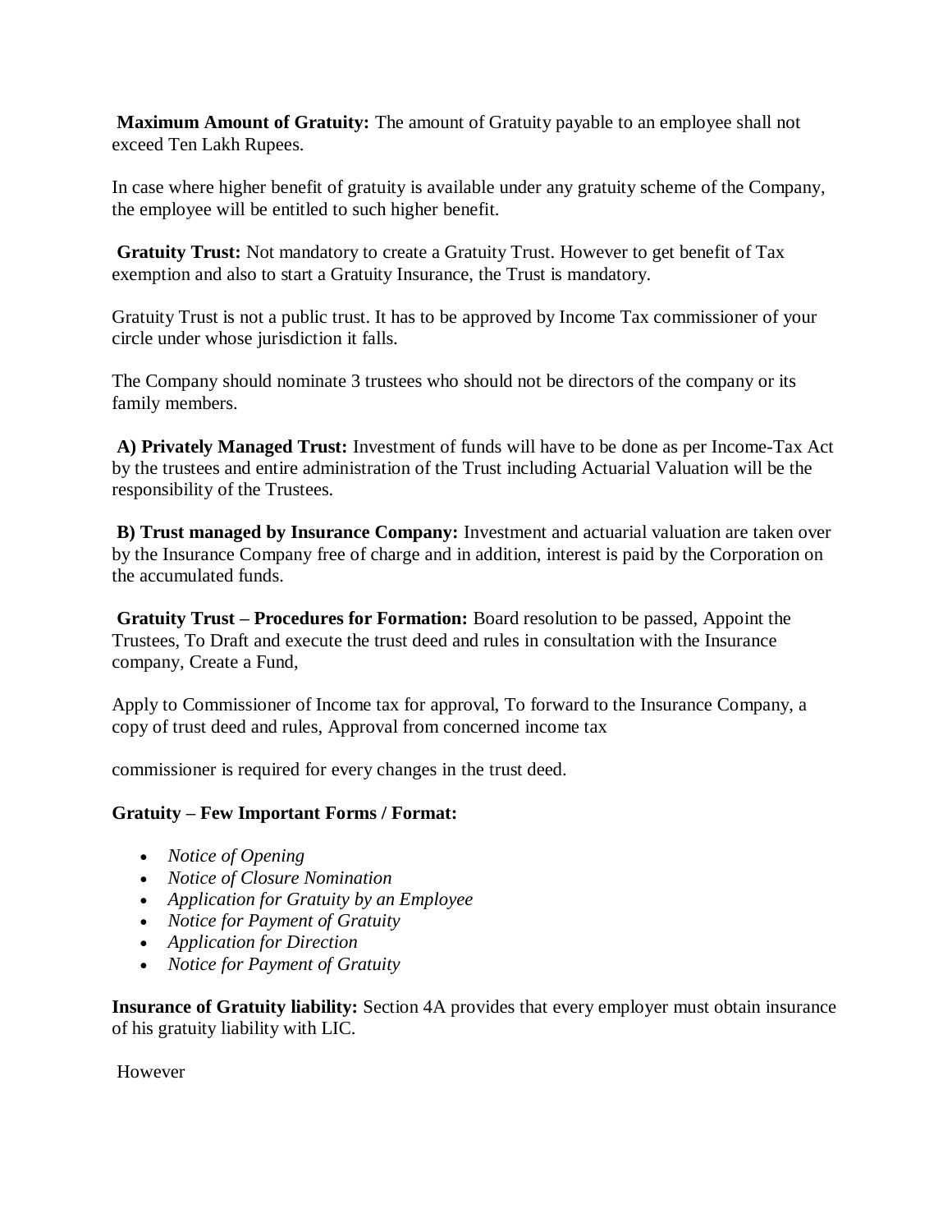**Maximum Amount of Gratuity:** The amount of Gratuity payable to an employee shall not exceed Ten Lakh Rupees.

In case where higher benefit of gratuity is available under any gratuity scheme of the Company, the employee will be entitled to such higher benefit.

**Gratuity Trust:** Not mandatory to create a Gratuity Trust. However to get benefit of Tax exemption and also to start a Gratuity Insurance, the Trust is mandatory.

Gratuity Trust is not a public trust. It has to be approved by Income Tax commissioner of your circle under whose jurisdiction it falls.

The Company should nominate 3 trustees who should not be directors of the company or its family members.

**A) Privately Managed Trust:** Investment of funds will have to be done as per Income-Tax Act by the trustees and entire administration of the Trust including Actuarial Valuation will be the responsibility of the Trustees.

**B) Trust managed by Insurance Company:** Investment and actuarial valuation are taken over by the Insurance Company free of charge and in addition, interest is paid by the Corporation on the accumulated funds.

**Gratuity Trust – Procedures for Formation:** Board resolution to be passed, Appoint the Trustees, To Draft and execute the trust deed and rules in consultation with the Insurance company, Create a Fund,

Apply to Commissioner of Income tax for approval, To forward to the Insurance Company, a copy of trust deed and rules, Approval from concerned income tax

commissioner is required for every changes in the trust deed.

**Gratuity – Few Important Forms / Format:**

- *Notice of Opening*
- *Notice of Closure Nomination*
- *Application for Gratuity by an Employee*
- *Notice for Payment of Gratuity*
- *Application for Direction*
- *Notice for Payment of Gratuity*

**Insurance of Gratuity liability:** Section 4A provides that every employer must obtain insurance of his gratuity liability with LIC.

However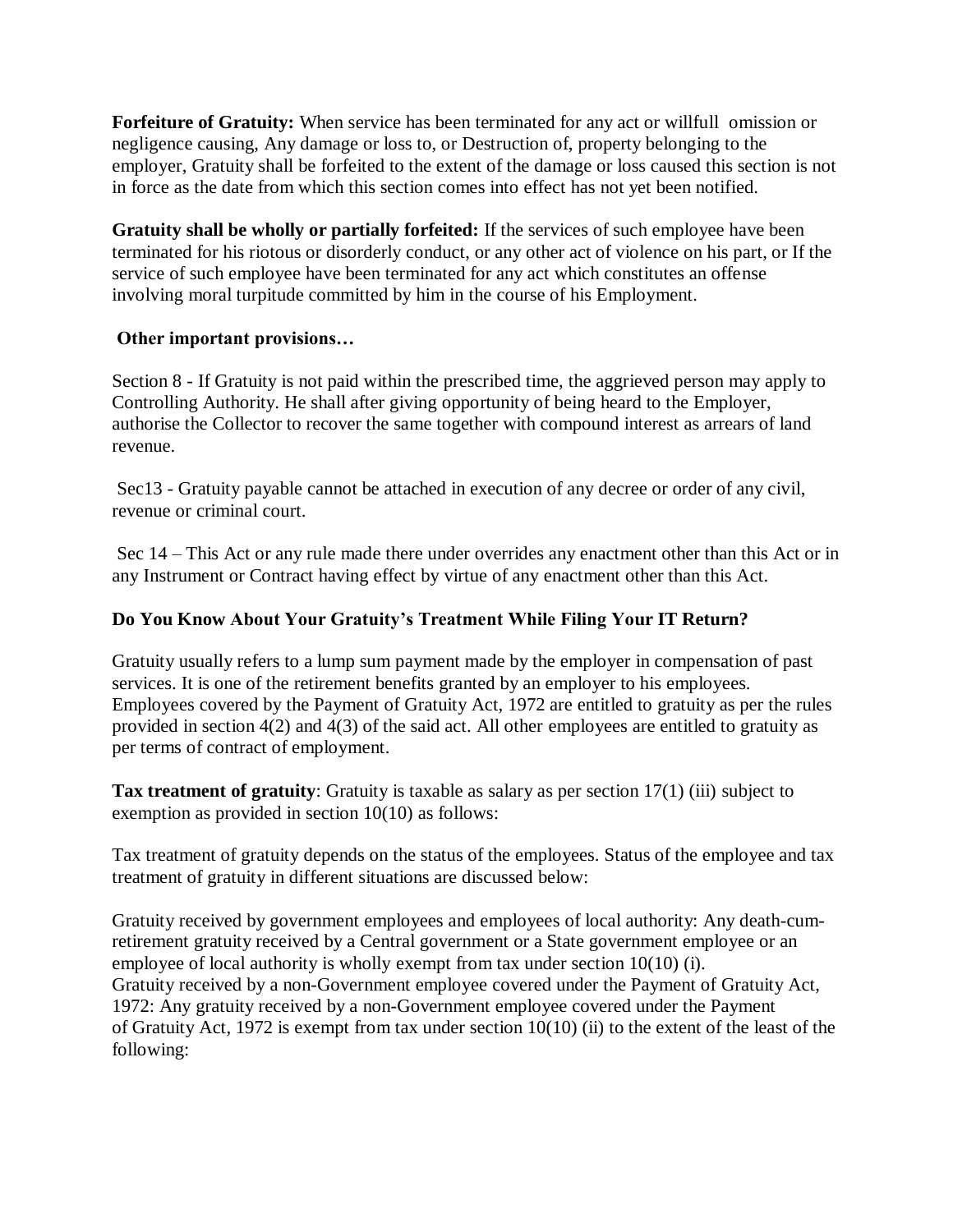**Forfeiture of Gratuity:** When service has been terminated for any act or willfull omission or negligence causing, Any damage or loss to, or Destruction of, property belonging to the employer, Gratuity shall be forfeited to the extent of the damage or loss caused this section is not in force as the date from which this section comes into effect has not yet been notified.

**Gratuity shall be wholly or partially forfeited:** If the services of such employee have been terminated for his riotous or disorderly conduct, or any other act of violence on his part, or If the service of such employee have been terminated for any act which constitutes an offense involving moral turpitude committed by him in the course of his Employment.

**Other important provisions…**

Section 8 - If Gratuity is not paid within the prescribed time, the aggrieved person may apply to Controlling Authority. He shall after giving opportunity of being heard to the Employer, authorise the Collector to recover the same together with compound interest as arrears of land revenue.

Sec13 - Gratuity payable cannot be attached in execution of any decree or order of any civil, revenue or criminal court.

Sec 14 – This Act or any rule made there under overrides any enactment other than this Act or in any Instrument or Contract having effect by virtue of any enactment other than this Act.

**Do You Know About Your Gratuity's Treatment While Filing Your IT Return?**

Gratuity usually refers to a lump sum payment made by the employer in compensation of past services. It is one of the retirement benefits granted by an employer to his employees. Employees covered by the Payment of Gratuity Act, 1972 are entitled to gratuity as per the rules provided in section 4(2) and 4(3) of the said act. All other employees are entitled to gratuity as per terms of contract of employment.

**Tax treatment of gratuity**: Gratuity is taxable as salary as per section 17(1) (iii) subject to exemption as provided in section 10(10) as follows:

Tax treatment of gratuity depends on the status of the employees. Status of the employee and tax treatment of gratuity in different situations are discussed below:

Gratuity received by government employees and employees of local authority: Any death-cum-retirement gratuity received by a Central government or a State government employee or an employee of local authority is wholly exempt from tax under section 10(10) (i).
Gratuity received by a non-Government employee covered under the Payment of Gratuity Act, 1972: Any gratuity received by a non-Government employee covered under the Payment of Gratuity Act, 1972 is exempt from tax under section 10(10) (ii) to the extent of the least of the following: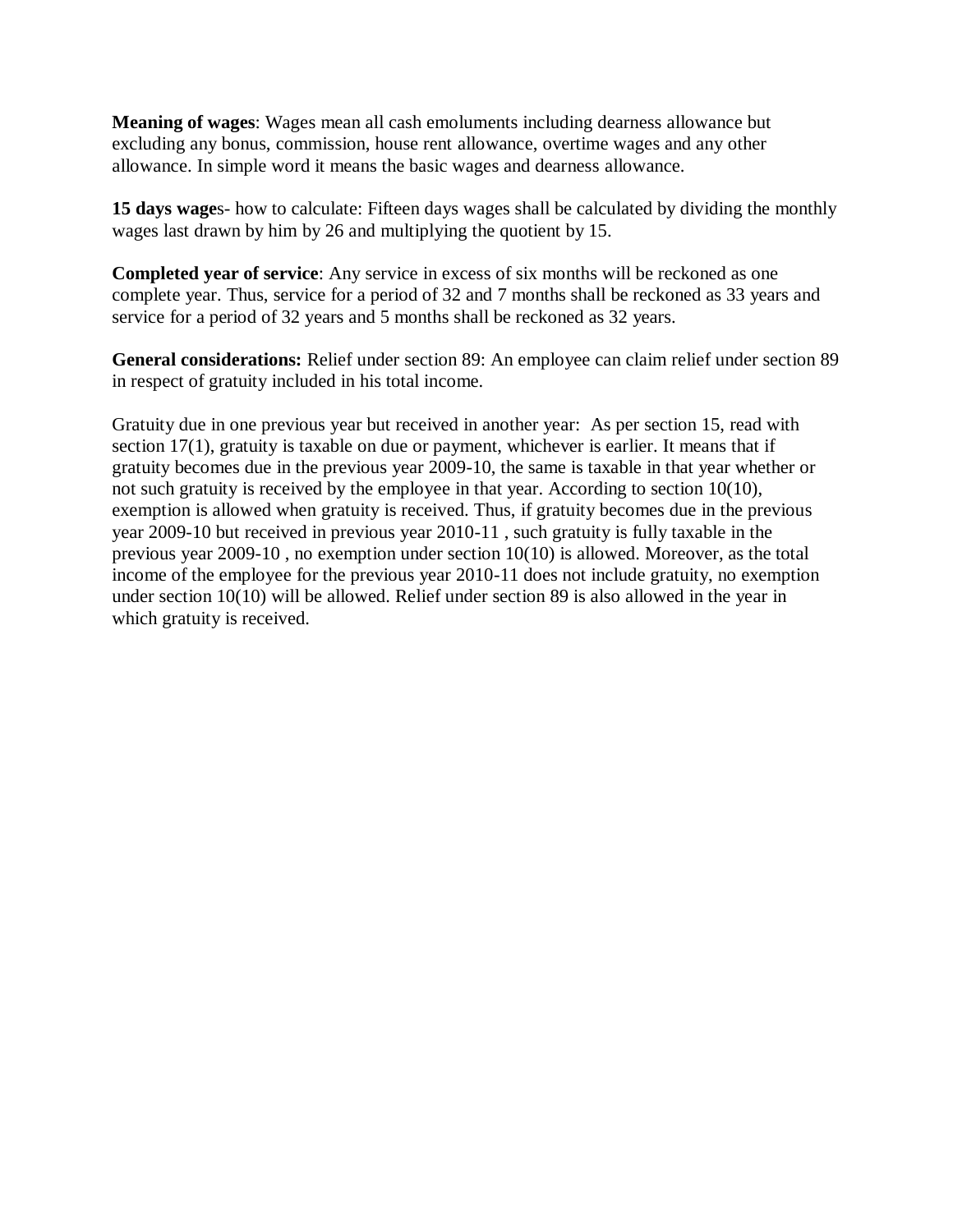**Meaning of wages**: Wages mean all cash emoluments including dearness allowance but excluding any bonus, commission, house rent allowance, overtime wages and any other allowance. In simple word it means the basic wages and dearness allowance.

**15 days wage**s- how to calculate: Fifteen days wages shall be calculated by dividing the monthly wages last drawn by him by 26 and multiplying the quotient by 15.

**Completed year of service**: Any service in excess of six months will be reckoned as one complete year. Thus, service for a period of 32 and 7 months shall be reckoned as 33 years and service for a period of 32 years and 5 months shall be reckoned as 32 years.

**General considerations:** Relief under section 89: An employee can claim relief under section 89 in respect of gratuity included in his total income.

Gratuity due in one previous year but received in another year: As per section 15, read with section 17(1), gratuity is taxable on due or payment, whichever is earlier. It means that if gratuity becomes due in the previous year 2009-10, the same is taxable in that year whether or not such gratuity is received by the employee in that year. According to section 10(10), exemption is allowed when gratuity is received. Thus, if gratuity becomes due in the previous year 2009-10 but received in previous year 2010-11 , such gratuity is fully taxable in the previous year 2009-10 , no exemption under section 10(10) is allowed. Moreover, as the total income of the employee for the previous year 2010-11 does not include gratuity, no exemption under section 10(10) will be allowed. Relief under section 89 is also allowed in the year in which gratuity is received.